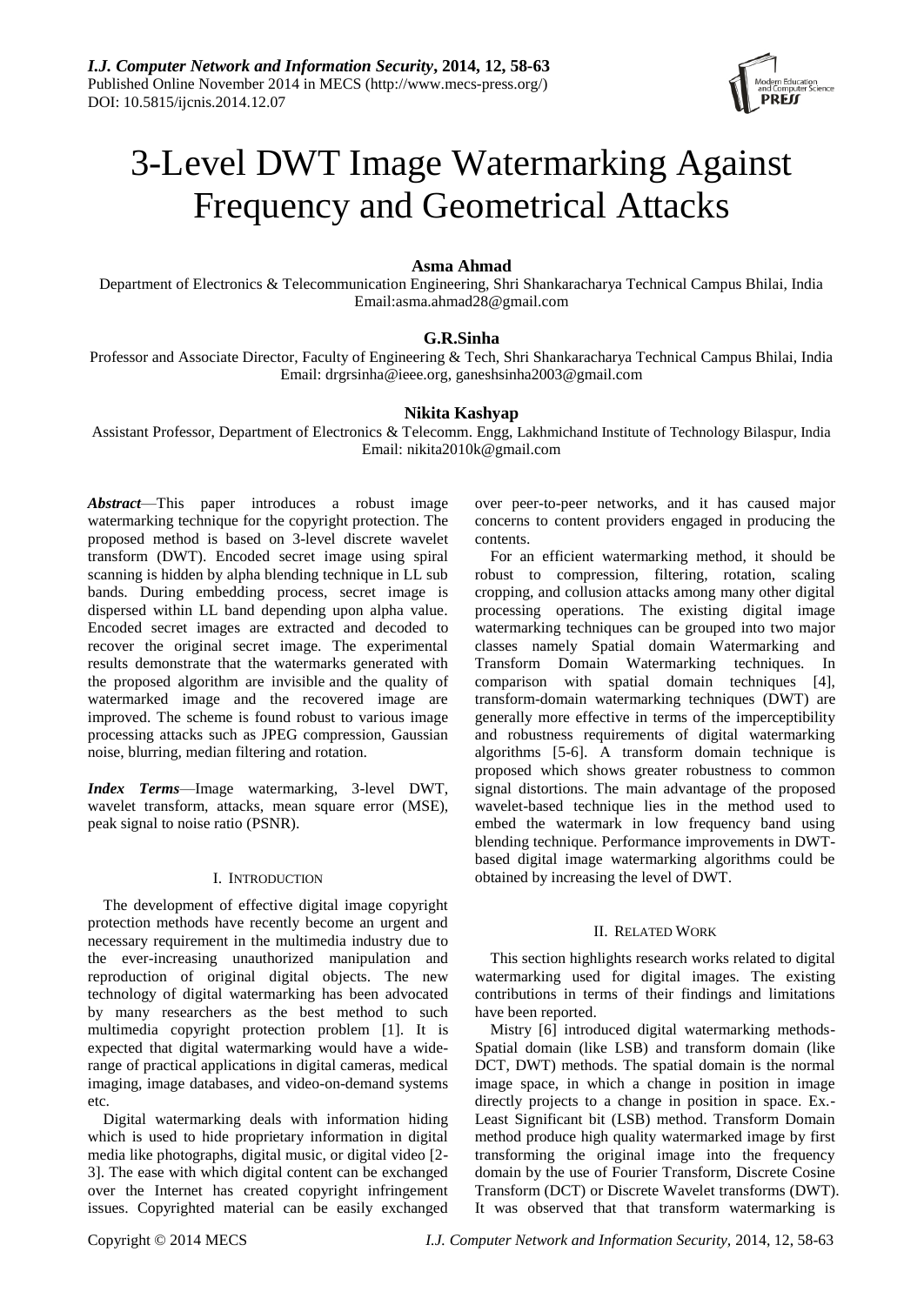# 3-Level DWT Image Watermarking Against Frequency and Geometrical Attacks

**Asma Ahmad**

Department of Electronics & Telecommunication Engineering, Shri Shankaracharya Technical Campus Bhilai, India
Email:asma.ahmad28@gmail.com

**G.R.Sinha**

Professor and Associate Director, Faculty of Engineering & Tech, Shri Shankaracharya Technical Campus Bhilai, India
Email: drgrsinha@ieee.org, ganeshsinha2003@gmail.com

**Nikita Kashyap**

Assistant Professor, Department of Electronics & Telecomm. Engg, Lakhmichand Institute of Technology Bilaspur, India
Email: nikita2010k@gmail.com

***Abstract***—This paper introduces a robust image watermarking technique for the copyright protection. The proposed method is based on 3-level discrete wavelet transform (DWT). Encoded secret image using spiral scanning is hidden by alpha blending technique in LL sub bands. During embedding process, secret image is dispersed within LL band depending upon alpha value. Encoded secret images are extracted and decoded to recover the original secret image. The experimental results demonstrate that the watermarks generated with the proposed algorithm are invisible and the quality of watermarked image and the recovered image are improved. The scheme is found robust to various image processing attacks such as JPEG compression, Gaussian noise, blurring, median filtering and rotation.

***Index Terms***—Image watermarking, 3-level DWT, wavelet transform, attacks, mean square error (MSE), peak signal to noise ratio (PSNR).

## I. Introduction

The development of effective digital image copyright protection methods have recently become an urgent and necessary requirement in the multimedia industry due to the ever-increasing unauthorized manipulation and reproduction of original digital objects. The new technology of digital watermarking has been advocated by many researchers as the best method to such multimedia copyright protection problem [1]. It is expected that digital watermarking would have a wide-range of practical applications in digital cameras, medical imaging, image databases, and video-on-demand systems etc.

Digital watermarking deals with information hiding which is used to hide proprietary information in digital media like photographs, digital music, or digital video [2-3]. The ease with which digital content can be exchanged over the Internet has created copyright infringement issues. Copyrighted material can be easily exchanged over peer-to-peer networks, and it has caused major concerns to content providers engaged in producing the contents.

For an efficient watermarking method, it should be robust to compression, filtering, rotation, scaling cropping, and collusion attacks among many other digital processing operations. The existing digital image watermarking techniques can be grouped into two major classes namely Spatial domain Watermarking and Transform Domain Watermarking techniques. In comparison with spatial domain techniques [4], transform-domain watermarking techniques (DWT) are generally more effective in terms of the imperceptibility and robustness requirements of digital watermarking algorithms [5-6]. A transform domain technique is proposed which shows greater robustness to common signal distortions. The main advantage of the proposed wavelet-based technique lies in the method used to embed the watermark in low frequency band using blending technique. Performance improvements in DWT-based digital image watermarking algorithms could be obtained by increasing the level of DWT.

## II. Related Work

This section highlights research works related to digital watermarking used for digital images. The existing contributions in terms of their findings and limitations have been reported.

Mistry [6] introduced digital watermarking methods- Spatial domain (like LSB) and transform domain (like DCT, DWT) methods. The spatial domain is the normal image space, in which a change in position in image directly projects to a change in position in space. Ex.- Least Significant bit (LSB) method. Transform Domain method produce high quality watermarked image by first transforming the original image into the frequency domain by the use of Fourier Transform, Discrete Cosine Transform (DCT) or Discrete Wavelet transforms (DWT). It was observed that that transform watermarking is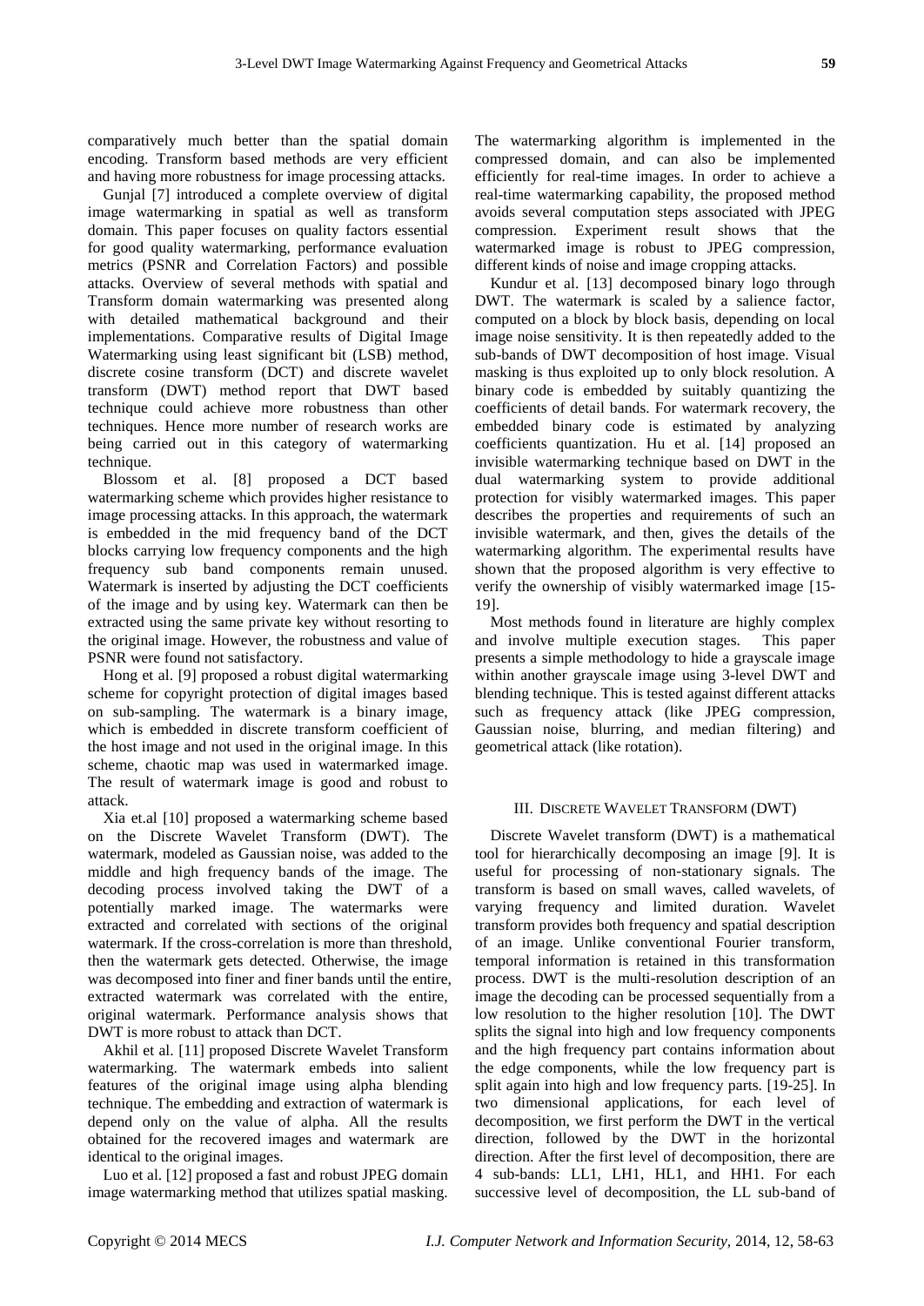comparatively much better than the spatial domain encoding. Transform based methods are very efficient and having more robustness for image processing attacks.

Gunjal [7] introduced a complete overview of digital image watermarking in spatial as well as transform domain. This paper focuses on quality factors essential for good quality watermarking, performance evaluation metrics (PSNR and Correlation Factors) and possible attacks. Overview of several methods with spatial and Transform domain watermarking was presented along with detailed mathematical background and their implementations. Comparative results of Digital Image Watermarking using least significant bit (LSB) method, discrete cosine transform (DCT) and discrete wavelet transform (DWT) method report that DWT based technique could achieve more robustness than other techniques. Hence more number of research works are being carried out in this category of watermarking technique.

Blossom et al. [8] proposed a DCT based watermarking scheme which provides higher resistance to image processing attacks. In this approach, the watermark is embedded in the mid frequency band of the DCT blocks carrying low frequency components and the high frequency sub band components remain unused. Watermark is inserted by adjusting the DCT coefficients of the image and by using key. Watermark can then be extracted using the same private key without resorting to the original image. However, the robustness and value of PSNR were found not satisfactory.

Hong et al. [9] proposed a robust digital watermarking scheme for copyright protection of digital images based on sub-sampling. The watermark is a binary image, which is embedded in discrete transform coefficient of the host image and not used in the original image. In this scheme, chaotic map was used in watermarked image. The result of watermark image is good and robust to attack.

Xia et.al [10] proposed a watermarking scheme based on the Discrete Wavelet Transform (DWT). The watermark, modeled as Gaussian noise, was added to the middle and high frequency bands of the image. The decoding process involved taking the DWT of a potentially marked image. The watermarks were extracted and correlated with sections of the original watermark. If the cross-correlation is more than threshold, then the watermark gets detected. Otherwise, the image was decomposed into finer and finer bands until the entire, extracted watermark was correlated with the entire, original watermark. Performance analysis shows that DWT is more robust to attack than DCT.

Akhil et al. [11] proposed Discrete Wavelet Transform watermarking. The watermark embeds into salient features of the original image using alpha blending technique. The embedding and extraction of watermark is depend only on the value of alpha. All the results obtained for the recovered images and watermark are identical to the original images.

Luo et al. [12] proposed a fast and robust JPEG domain image watermarking method that utilizes spatial masking. The watermarking algorithm is implemented in the compressed domain, and can also be implemented efficiently for real-time images. In order to achieve a real-time watermarking capability, the proposed method avoids several computation steps associated with JPEG compression. Experiment result shows that the watermarked image is robust to JPEG compression, different kinds of noise and image cropping attacks.

Kundur et al. [13] decomposed binary logo through DWT. The watermark is scaled by a salience factor, computed on a block by block basis, depending on local image noise sensitivity. It is then repeatedly added to the sub-bands of DWT decomposition of host image. Visual masking is thus exploited up to only block resolution. A binary code is embedded by suitably quantizing the coefficients of detail bands. For watermark recovery, the embedded binary code is estimated by analyzing coefficients quantization. Hu et al. [14] proposed an invisible watermarking technique based on DWT in the dual watermarking system to provide additional protection for visibly watermarked images. This paper describes the properties and requirements of such an invisible watermark, and then, gives the details of the watermarking algorithm. The experimental results have shown that the proposed algorithm is very effective to verify the ownership of visibly watermarked image [15-19].

Most methods found in literature are highly complex and involve multiple execution stages. This paper presents a simple methodology to hide a grayscale image within another grayscale image using 3-level DWT and blending technique. This is tested against different attacks such as frequency attack (like JPEG compression, Gaussian noise, blurring, and median filtering) and geometrical attack (like rotation).

## III. Discrete Wavelet Transform (DWT)

Discrete Wavelet transform (DWT) is a mathematical tool for hierarchically decomposing an image [9]. It is useful for processing of non-stationary signals. The transform is based on small waves, called wavelets, of varying frequency and limited duration. Wavelet transform provides both frequency and spatial description of an image. Unlike conventional Fourier transform, temporal information is retained in this transformation process. DWT is the multi-resolution description of an image the decoding can be processed sequentially from a low resolution to the higher resolution [10]. The DWT splits the signal into high and low frequency components and the high frequency part contains information about the edge components, while the low frequency part is split again into high and low frequency parts. [19-25]. In two dimensional applications, for each level of decomposition, we first perform the DWT in the vertical direction, followed by the DWT in the horizontal direction. After the first level of decomposition, there are 4 sub-bands: LL1, LH1, HL1, and HH1. For each successive level of decomposition, the LL sub-band of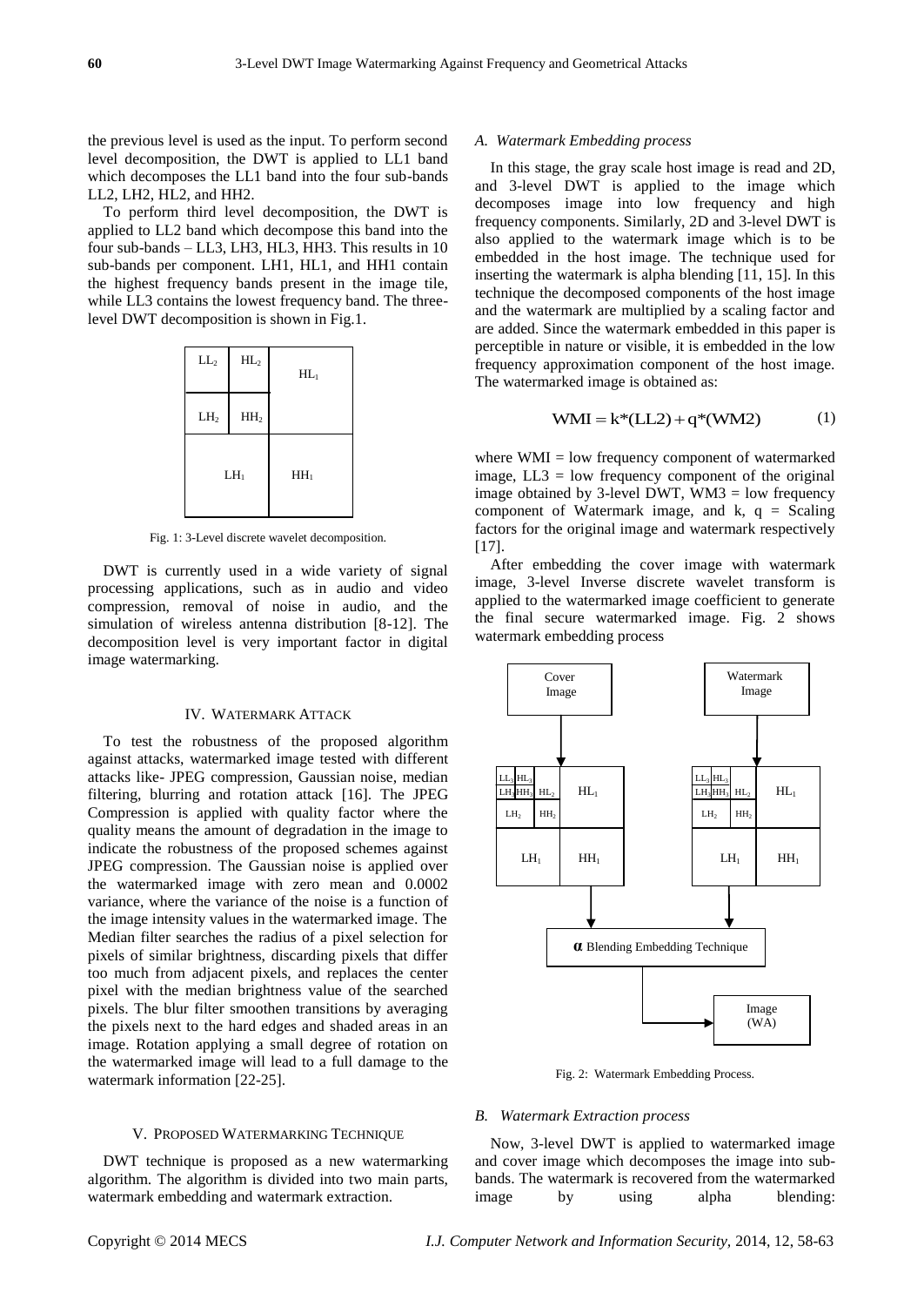the previous level is used as the input. To perform second level decomposition, the DWT is applied to LL1 band which decomposes the LL1 band into the four sub-bands LL2, LH2, HL2, and HH2.

To perform third level decomposition, the DWT is applied to LL2 band which decompose this band into the four sub-bands – LL3, LH3, HL3, HH3. This results in 10 sub-bands per component. LH1, HL1, and HH1 contain the highest frequency bands present in the image tile, while LL3 contains the lowest frequency band. The three-level DWT decomposition is shown in Fig.1.

Fig. 1: 3-Level discrete wavelet decomposition.

DWT is currently used in a wide variety of signal processing applications, such as in audio and video compression, removal of noise in audio, and the simulation of wireless antenna distribution [8-12]. The decomposition level is very important factor in digital image watermarking.

## IV. Watermark Attack

To test the robustness of the proposed algorithm against attacks, watermarked image tested with different attacks like- JPEG compression, Gaussian noise, median filtering, blurring and rotation attack [16]. The JPEG Compression is applied with quality factor where the quality means the amount of degradation in the image to indicate the robustness of the proposed schemes against JPEG compression. The Gaussian noise is applied over the watermarked image with zero mean and 0.0002 variance, where the variance of the noise is a function of the image intensity values in the watermarked image. The Median filter searches the radius of a pixel selection for pixels of similar brightness, discarding pixels that differ too much from adjacent pixels, and replaces the center pixel with the median brightness value of the searched pixels. The blur filter smoothen transitions by averaging the pixels next to the hard edges and shaded areas in an image. Rotation applying a small degree of rotation on the watermarked image will lead to a full damage to the watermark information [22-25].

## V. Proposed Watermarking Technique

DWT technique is proposed as a new watermarking algorithm. The algorithm is divided into two main parts, watermark embedding and watermark extraction.

### *A. Watermark Embedding process*

In this stage, the gray scale host image is read and 2D, and 3-level DWT is applied to the image which decomposes image into low frequency and high frequency components. Similarly, 2D and 3-level DWT is also applied to the watermark image which is to be embedded in the host image. The technique used for inserting the watermark is alpha blending [11, 15]. In this technique the decomposed components of the host image and the watermark are multiplied by a scaling factor and are added. Since the watermark embedded in this paper is perceptible in nature or visible, it is embedded in the low frequency approximation component of the host image. The watermarked image is obtained as:

$$WMI = k*(LL2) + q*(WM2) \tag{1}$$

where WMI = low frequency component of watermarked image, LL3 = low frequency component of the original image obtained by 3-level DWT, WM3 = low frequency component of Watermark image, and k, q = Scaling factors for the original image and watermark respectively [17].

After embedding the cover image with watermark image, 3-level Inverse discrete wavelet transform is applied to the watermarked image coefficient to generate the final secure watermarked image. Fig. 2 shows watermark embedding process

Fig. 2: Watermark Embedding Process.

### *B. Watermark Extraction process*

Now, 3-level DWT is applied to watermarked image and cover image which decomposes the image into sub-bands. The watermark is recovered from the watermarked image by using alpha blending: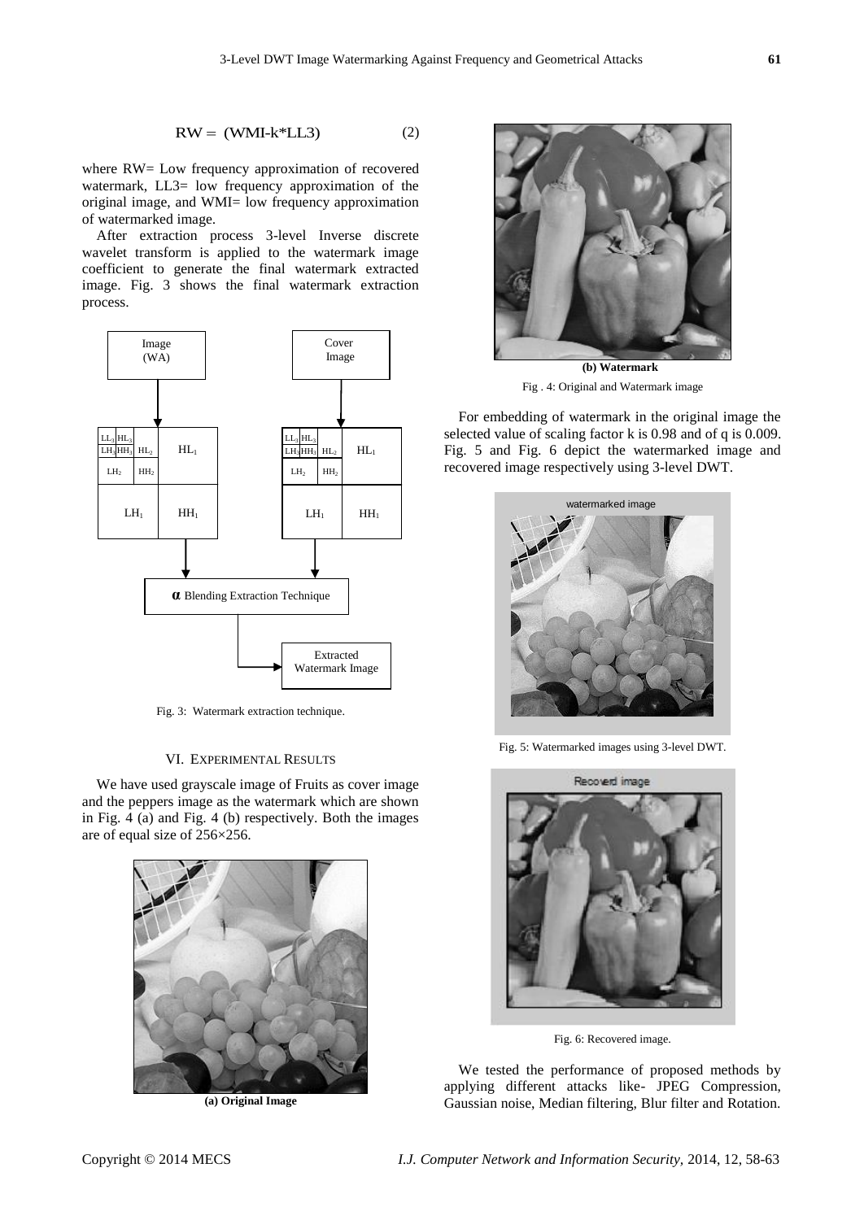$$RW = (WMI\text{-}k*LL3) \qquad (2)$$

where RW= Low frequency approximation of recovered watermark, LL3= low frequency approximation of the original image, and WMI= low frequency approximation of watermarked image.

After extraction process 3-level Inverse discrete wavelet transform is applied to the watermark image coefficient to generate the final watermark extracted image. Fig. 3 shows the final watermark extraction process.

Fig. 3: Watermark extraction technique.

## VI. Experimental Results

We have used grayscale image of Fruits as cover image and the peppers image as the watermark which are shown in Fig. 4 (a) and Fig. 4 (b) respectively. Both the images are of equal size of 256×256.

**(a) Original Image**

**(b) Watermark**

Fig . 4: Original and Watermark image

For embedding of watermark in the original image the selected value of scaling factor k is 0.98 and of q is 0.009. Fig. 5 and Fig. 6 depict the watermarked image and recovered image respectively using 3-level DWT.

Fig. 5: Watermarked images using 3-level DWT.

Fig. 6: Recovered image.

We tested the performance of proposed methods by applying different attacks like- JPEG Compression, Gaussian noise, Median filtering, Blur filter and Rotation.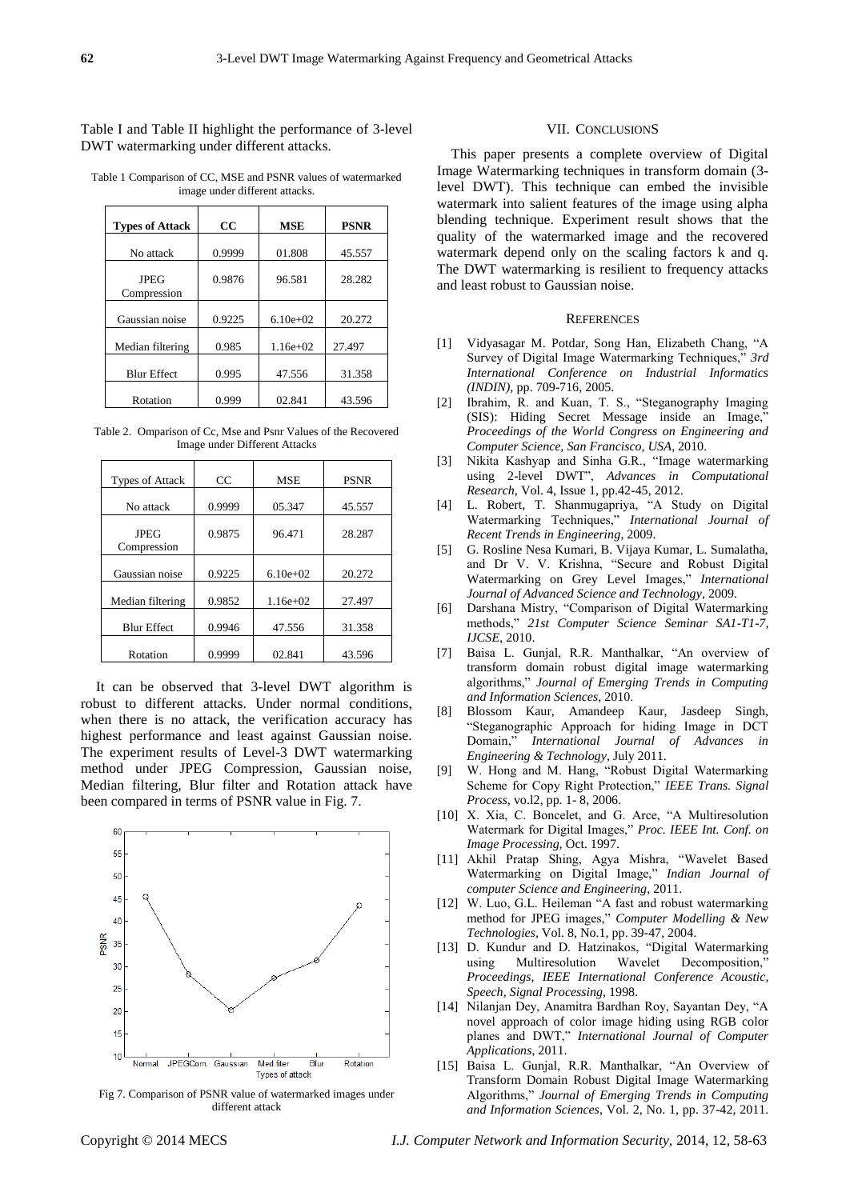Table I and Table II highlight the performance of 3-level DWT watermarking under different attacks.

Table 1 Comparison of CC, MSE and PSNR values of watermarked image under different attacks.

| **Types of Attack** | **CC** | **MSE** | **PSNR** |
|---|---|---|---|
| No attack | 0.9999 | 01.808 | 45.557 |
| JPEG Compression | 0.9876 | 96.581 | 28.282 |
| Gaussian noise | 0.9225 | 6.10e+02 | 20.272 |
| Median filtering | 0.985 | 1.16e+02 | 27.497 |
| Blur Effect | 0.995 | 47.556 | 31.358 |
| Rotation | 0.999 | 02.841 | 43.596 |

Table 2. Omparison of Cc, Mse and Psnr Values of the Recovered Image under Different Attacks

| Types of Attack | CC | MSE | PSNR |
|---|---|---|---|
| No attack | 0.9999 | 05.347 | 45.557 |
| JPEG Compression | 0.9875 | 96.471 | 28.287 |
| Gaussian noise | 0.9225 | 6.10e+02 | 20.272 |
| Median filtering | 0.9852 | 1.16e+02 | 27.497 |
| Blur Effect | 0.9946 | 47.556 | 31.358 |
| Rotation | 0.9999 | 02.841 | 43.596 |

It can be observed that 3-level DWT algorithm is robust to different attacks. Under normal conditions, when there is no attack, the verification accuracy has highest performance and least against Gaussian noise. The experiment results of Level-3 DWT watermarking method under JPEG Compression, Gaussian noise, Median filtering, Blur filter and Rotation attack have been compared in terms of PSNR value in Fig. 7.

Fig 7. Comparison of PSNR value of watermarked images under different attack

## VII. CONCLUSIONS

This paper presents a complete overview of Digital Image Watermarking techniques in transform domain (3-level DWT). This technique can embed the invisible watermark into salient features of the image using alpha blending technique. Experiment result shows that the quality of the watermarked image and the recovered watermark depend only on the scaling factors k and q. The DWT watermarking is resilient to frequency attacks and least robust to Gaussian noise.

## REFERENCES

[1] Vidyasagar M. Potdar, Song Han, Elizabeth Chang, "A Survey of Digital Image Watermarking Techniques," *3rd International Conference on Industrial Informatics (INDIN)*, pp. 709-716, 2005.

[2] Ibrahim, R. and Kuan, T. S., "Steganography Imaging (SIS): Hiding Secret Message inside an Image," *Proceedings of the World Congress on Engineering and Computer Science, San Francisco, USA*, 2010.

[3] Nikita Kashyap and Sinha G.R., "Image watermarking using 2-level DWT", *Advances in Computational Research*, Vol. 4, Issue 1, pp.42-45, 2012.

[4] L. Robert, T. Shanmugapriya, "A Study on Digital Watermarking Techniques," *International Journal of Recent Trends in Engineering*, 2009.

[5] G. Rosline Nesa Kumari, B. Vijaya Kumar, L. Sumalatha, and Dr V. V. Krishna, "Secure and Robust Digital Watermarking on Grey Level Images," *International Journal of Advanced Science and Technology*, 2009.

[6] Darshana Mistry, "Comparison of Digital Watermarking methods," *21st Computer Science Seminar SA1-T1-7, IJCSE*, 2010.

[7] Baisa L. Gunjal, R.R. Manthalkar, "An overview of transform domain robust digital image watermarking algorithms," *Journal of Emerging Trends in Computing and Information Sciences*, 2010.

[8] Blossom Kaur, Amandeep Kaur, Jasdeep Singh, "Steganographic Approach for hiding Image in DCT Domain," *International Journal of Advances in Engineering & Technology*, July 2011.

[9] W. Hong and M. Hang, "Robust Digital Watermarking Scheme for Copy Right Protection," *IEEE Trans. Signal Process*, vo.l2, pp. 1- 8, 2006.

[10] X. Xia, C. Boncelet, and G. Arce, "A Multiresolution Watermark for Digital Images," *Proc. IEEE Int. Conf. on Image Processing*, Oct. 1997.

[11] Akhil Pratap Shing, Agya Mishra, "Wavelet Based Watermarking on Digital Image," *Indian Journal of computer Science and Engineering*, 2011.

[12] W. Luo, G.L. Heileman "A fast and robust watermarking method for JPEG images," *Computer Modelling & New Technologies*, Vol. 8, No.1, pp. 39-47, 2004.

[13] D. Kundur and D. Hatzinakos, "Digital Watermarking using Multiresolution Wavelet Decomposition," *Proceedings, IEEE International Conference Acoustic, Speech, Signal Processing*, 1998.

[14] Nilanjan Dey, Anamitra Bardhan Roy, Sayantan Dey, "A novel approach of color image hiding using RGB color planes and DWT," *International Journal of Computer Applications*, 2011.

[15] Baisa L. Gunjal, R.R. Manthalkar, "An Overview of Transform Domain Robust Digital Image Watermarking Algorithms," *Journal of Emerging Trends in Computing and Information Sciences*, Vol. 2, No. 1, pp. 37-42, 2011.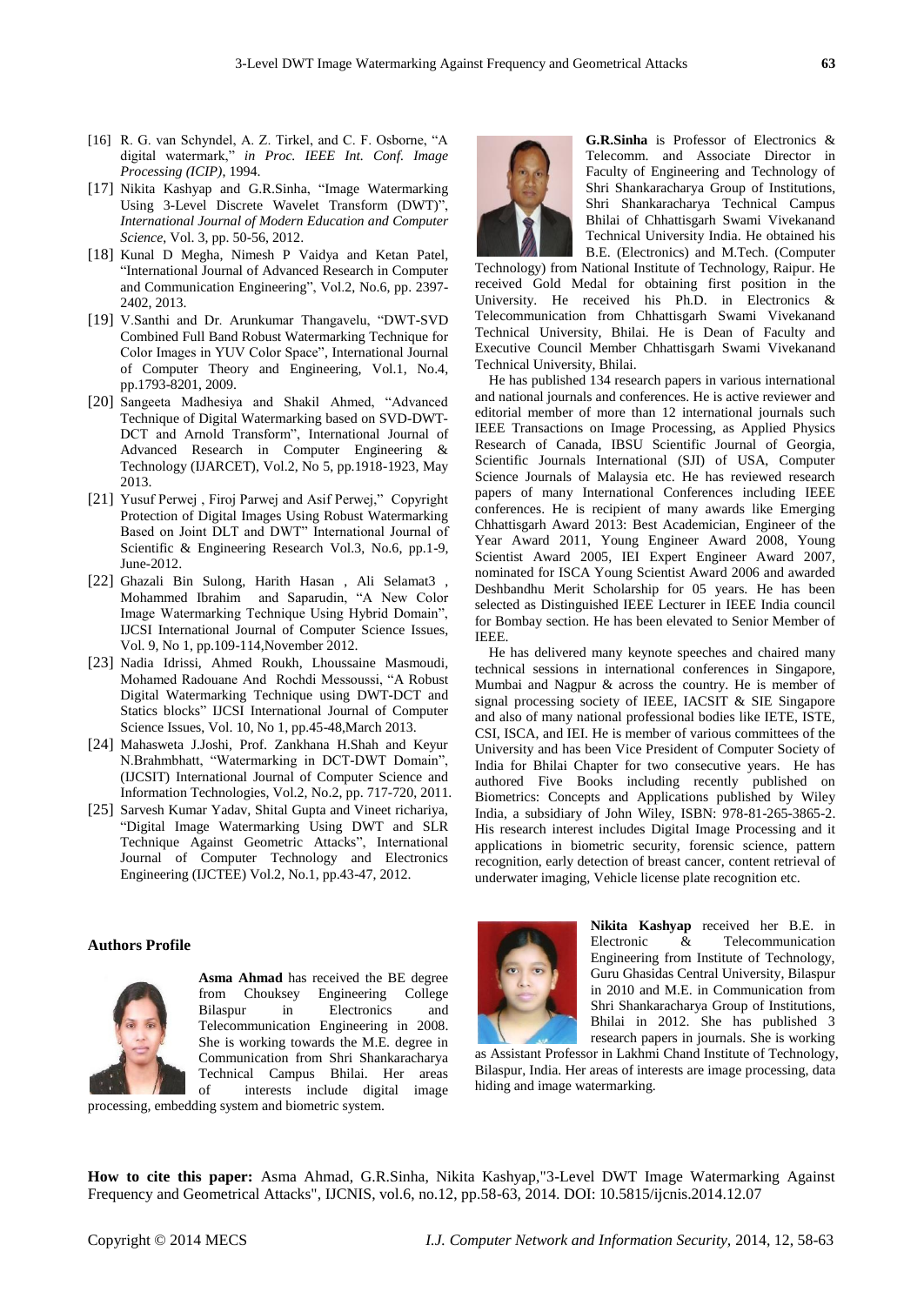[16] R. G. van Schyndel, A. Z. Tirkel, and C. F. Osborne, "A digital watermark," *in Proc. IEEE Int. Conf. Image Processing (ICIP)*, 1994.

[17] Nikita Kashyap and G.R.Sinha, "Image Watermarking Using 3-Level Discrete Wavelet Transform (DWT)", *International Journal of Modern Education and Computer Science*, Vol. 3, pp. 50-56, 2012.

[18] Kunal D Megha, Nimesh P Vaidya and Ketan Patel, "International Journal of Advanced Research in Computer and Communication Engineering", Vol.2, No.6, pp. 2397-2402, 2013.

[19] V.Santhi and Dr. Arunkumar Thangavelu, "DWT-SVD Combined Full Band Robust Watermarking Technique for Color Images in YUV Color Space", International Journal of Computer Theory and Engineering, Vol.1, No.4, pp.1793-8201, 2009.

[20] Sangeeta Madhesiya and Shakil Ahmed, "Advanced Technique of Digital Watermarking based on SVD-DWT-DCT and Arnold Transform", International Journal of Advanced Research in Computer Engineering & Technology (IJARCET), Vol.2, No 5, pp.1918-1923, May 2013.

[21] Yusuf Perwej , Firoj Parwej and Asif Perwej," Copyright Protection of Digital Images Using Robust Watermarking Based on Joint DLT and DWT" International Journal of Scientific & Engineering Research Vol.3, No.6, pp.1-9, June-2012.

[22] Ghazali Bin Sulong, Harith Hasan , Ali Selamat3 , Mohammed Ibrahim and Saparudin, "A New Color Image Watermarking Technique Using Hybrid Domain", IJCSI International Journal of Computer Science Issues, Vol. 9, No 1, pp.109-114,November 2012.

[23] Nadia Idrissi, Ahmed Roukh, Lhoussaine Masmoudi, Mohamed Radouane And Rochdi Messoussi, "A Robust Digital Watermarking Technique using DWT-DCT and Statics blocks" IJCSI International Journal of Computer Science Issues, Vol. 10, No 1, pp.45-48,March 2013.

[24] Mahasweta J.Joshi, Prof. Zankhana H.Shah and Keyur N.Brahmbhatt, "Watermarking in DCT-DWT Domain", (IJCSIT) International Journal of Computer Science and Information Technologies, Vol.2, No.2, pp. 717-720, 2011.

[25] Sarvesh Kumar Yadav, Shital Gupta and Vineet richariya, "Digital Image Watermarking Using DWT and SLR Technique Against Geometric Attacks", International Journal of Computer Technology and Electronics Engineering (IJCTEE) Vol.2, No.1, pp.43-47, 2012.

## Authors Profile

**Asma Ahmad** has received the BE degree from Chouksey Engineering College Bilaspur in Electronics and Telecommunication Engineering in 2008. She is working towards the M.E. degree in Communication from Shri Shankaracharya Technical Campus Bhilai. Her areas of interests include digital image processing, embedding system and biometric system.

**G.R.Sinha** is Professor of Electronics & Telecomm. and Associate Director in Faculty of Engineering and Technology of Shri Shankaracharya Group of Institutions, Shri Shankaracharya Technical Campus Bhilai of Chhattisgarh Swami Vivekanand Technical University India. He obtained his B.E. (Electronics) and M.Tech. (Computer Technology) from National Institute of Technology, Raipur. He received Gold Medal for obtaining first position in the University. He received his Ph.D. in Electronics & Telecommunication from Chhattisgarh Swami Vivekanand Technical University, Bhilai. He is Dean of Faculty and Executive Council Member Chhattisgarh Swami Vivekanand Technical University, Bhilai.

He has published 134 research papers in various international and national journals and conferences. He is active reviewer and editorial member of more than 12 international journals such IEEE Transactions on Image Processing, as Applied Physics Research of Canada, IBSU Scientific Journal of Georgia, Scientific Journals International (SJI) of USA, Computer Science Journals of Malaysia etc. He has reviewed research papers of many International Conferences including IEEE conferences. He is recipient of many awards like Emerging Chhattisgarh Award 2013: Best Academician, Engineer of the Year Award 2011, Young Engineer Award 2008, Young Scientist Award 2005, IEI Expert Engineer Award 2007, nominated for ISCA Young Scientist Award 2006 and awarded Deshbandhu Merit Scholarship for 05 years. He has been selected as Distinguished IEEE Lecturer in IEEE India council for Bombay section. He has been elevated to Senior Member of IEEE.

He has delivered many keynote speeches and chaired many technical sessions in international conferences in Singapore, Mumbai and Nagpur & across the country. He is member of signal processing society of IEEE, IACSIT & SIE Singapore and also of many national professional bodies like IETE, ISTE, CSI, ISCA, and IEI. He is member of various committees of the University and has been Vice President of Computer Society of India for Bhilai Chapter for two consecutive years. He has authored Five Books including recently published on Biometrics: Concepts and Applications published by Wiley India, a subsidiary of John Wiley, ISBN: 978-81-265-3865-2. His research interest includes Digital Image Processing and it applications in biometric security, forensic science, pattern recognition, early detection of breast cancer, content retrieval of underwater imaging, Vehicle license plate recognition etc.

**Nikita Kashyap** received her B.E. in Electronic & Telecommunication Engineering from Institute of Technology, Guru Ghasidas Central University, Bilaspur in 2010 and M.E. in Communication from Shri Shankaracharya Group of Institutions, Bhilai in 2012. She has published 3 research papers in journals. She is working as Assistant Professor in Lakhmi Chand Institute of Technology, Bilaspur, India. Her areas of interests are image processing, data hiding and image watermarking.

**How to cite this paper:** Asma Ahmad, G.R.Sinha, Nikita Kashyap,"3-Level DWT Image Watermarking Against Frequency and Geometrical Attacks", IJCNIS, vol.6, no.12, pp.58-63, 2014. DOI: 10.5815/ijcnis.2014.12.07